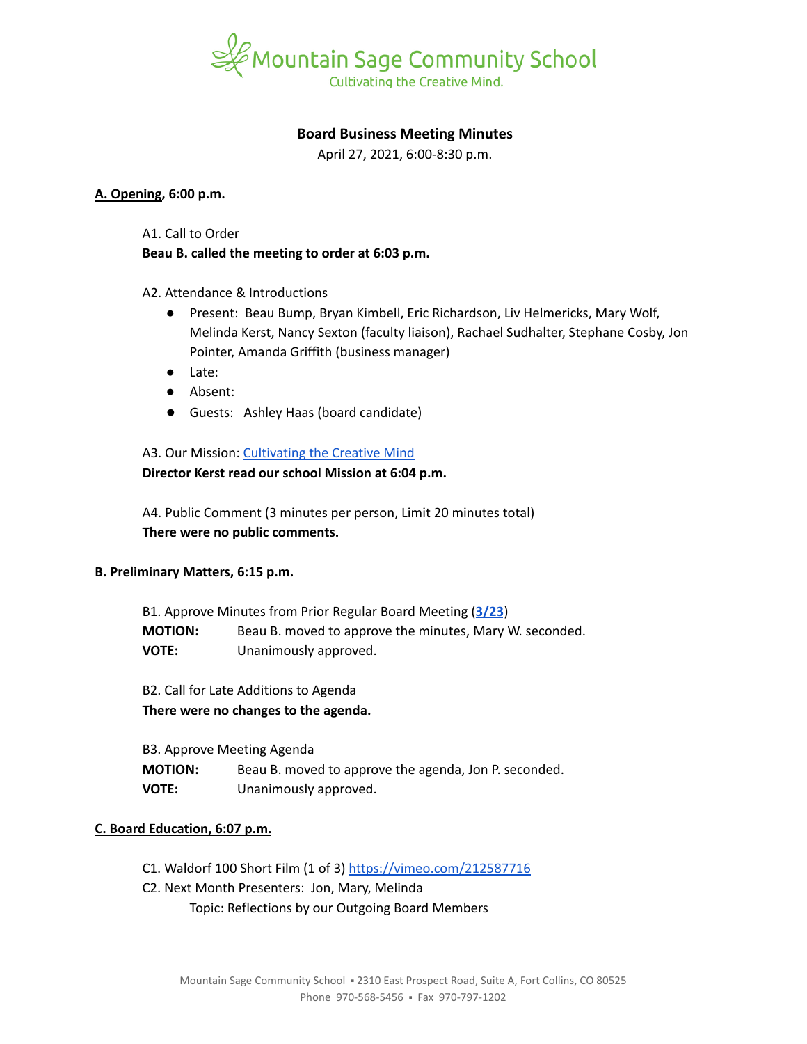Mountain Sage Community School
Cultivating the Creative Mind.

# Board Business Meeting Minutes

April 27, 2021, 6:00-8:30 p.m.

## A. Opening, 6:00 p.m.

A1. Call to Order

**Beau B. called the meeting to order at 6:03 p.m.**

A2. Attendance & Introductions

- Present: Beau Bump, Bryan Kimbell, Eric Richardson, Liv Helmericks, Mary Wolf, Melinda Kerst, Nancy Sexton (faculty liaison), Rachael Sudhalter, Stephane Cosby, Jon Pointer, Amanda Griffith (business manager)
- Late:
- Absent:
- Guests: Ashley Haas (board candidate)

A3. Our Mission: Cultivating the Creative Mind

**Director Kerst read our school Mission at 6:04 p.m.**

A4. Public Comment (3 minutes per person, Limit 20 minutes total)

**There were no public comments.**

## B. Preliminary Matters, 6:15 p.m.

B1. Approve Minutes from Prior Regular Board Meeting (**3/23**)

**MOTION:** Beau B. moved to approve the minutes, Mary W. seconded.

**VOTE:** Unanimously approved.

B2. Call for Late Additions to Agenda

**There were no changes to the agenda.**

B3. Approve Meeting Agenda

**MOTION:** Beau B. moved to approve the agenda, Jon P. seconded.

**VOTE:** Unanimously approved.

## C. Board Education, 6:07 p.m.

C1. Waldorf 100 Short Film (1 of 3) https://vimeo.com/212587716

C2. Next Month Presenters: Jon, Mary, Melinda

Topic: Reflections by our Outgoing Board Members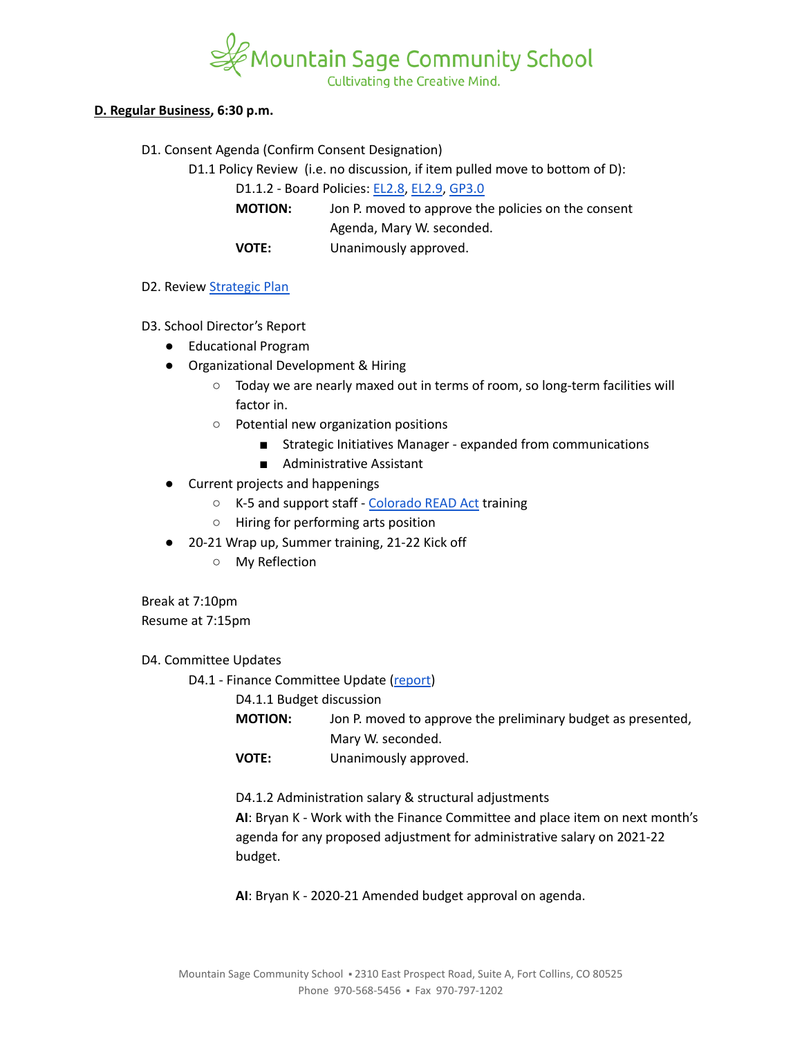**D. Regular Business**, **6:30 p.m.**

D1. Consent Agenda (Confirm Consent Designation)

D1.1 Policy Review (i.e. no discussion, if item pulled move to bottom of D):

D1.1.2 - Board Policies: EL2.8, EL2.9, GP3.0

**MOTION:** Jon P. moved to approve the policies on the consent Agenda, Mary W. seconded.

**VOTE:** Unanimously approved.

D2. Review Strategic Plan

D3. School Director's Report

- Educational Program
- Organizational Development & Hiring
  - Today we are nearly maxed out in terms of room, so long-term facilities will factor in.
  - Potential new organization positions
    - Strategic Initiatives Manager - expanded from communications
    - Administrative Assistant
- Current projects and happenings
  - K-5 and support staff - Colorado READ Act training
  - Hiring for performing arts position
- 20-21 Wrap up, Summer training, 21-22 Kick off
  - My Reflection

Break at 7:10pm
Resume at 7:15pm

D4. Committee Updates

D4.1 - Finance Committee Update (report)

D4.1.1 Budget discussion

**MOTION:** Jon P. moved to approve the preliminary budget as presented, Mary W. seconded.

**VOTE:** Unanimously approved.

D4.1.2 Administration salary & structural adjustments

**AI**: Bryan K - Work with the Finance Committee and place item on next month's agenda for any proposed adjustment for administrative salary on 2021-22 budget.

**AI**: Bryan K - 2020-21 Amended budget approval on agenda.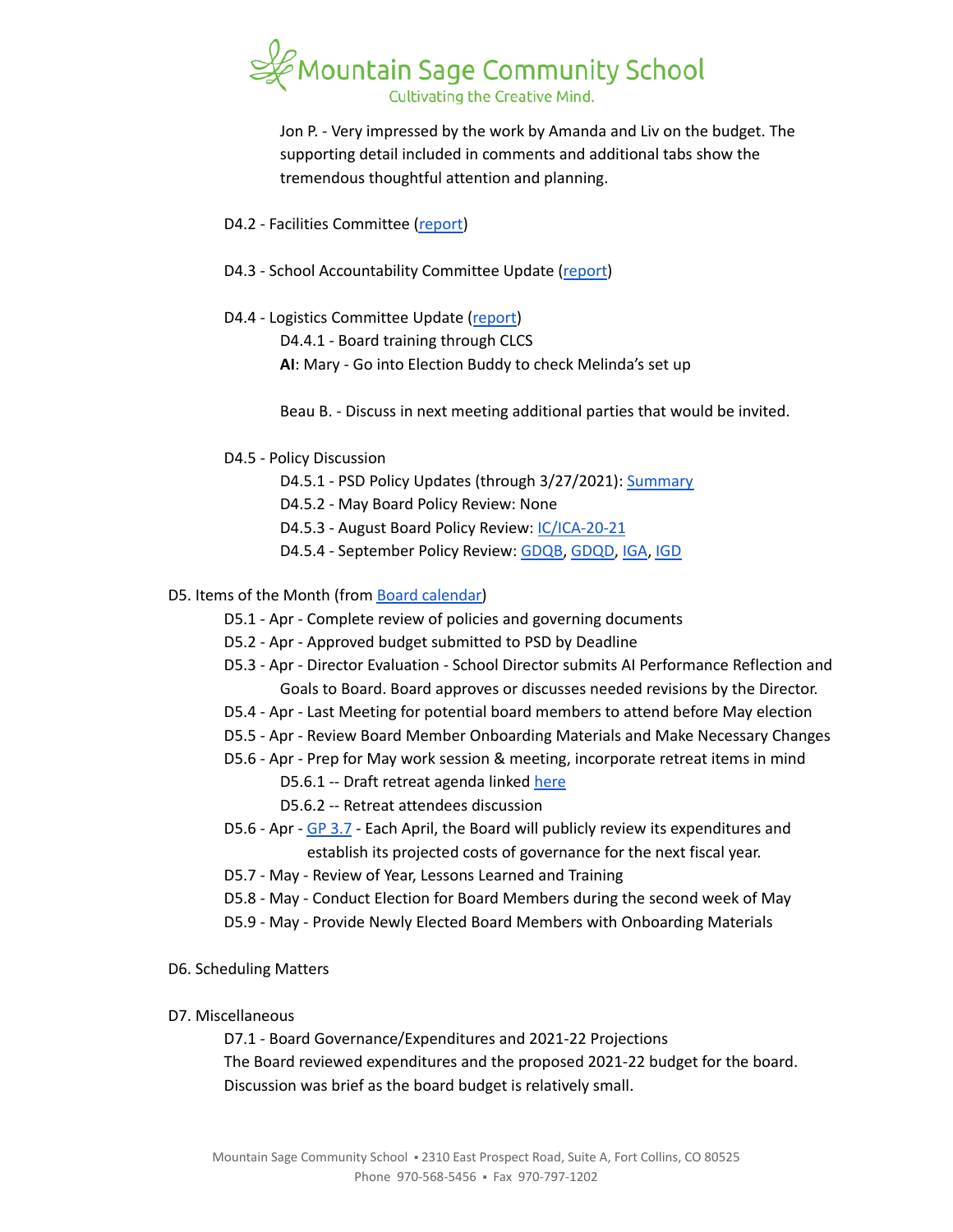Jon P. - Very impressed by the work by Amanda and Liv on the budget. The supporting detail included in comments and additional tabs show the tremendous thoughtful attention and planning.

D4.2 - Facilities Committee (report)

D4.3 - School Accountability Committee Update (report)

D4.4 - Logistics Committee Update (report)

D4.4.1 - Board training through CLCS

**AI**: Mary - Go into Election Buddy to check Melinda's set up

Beau B. - Discuss in next meeting additional parties that would be invited.

D4.5 - Policy Discussion

D4.5.1 - PSD Policy Updates (through 3/27/2021): Summary

D4.5.2 - May Board Policy Review: None

D4.5.3 - August Board Policy Review: IC/ICA-20-21

D4.5.4 - September Policy Review: GDQB, GDQD, IGA, IGD

D5. Items of the Month (from Board calendar)

D5.1 - Apr - Complete review of policies and governing documents

D5.2 - Apr - Approved budget submitted to PSD by Deadline

D5.3 - Apr - Director Evaluation - School Director submits AI Performance Reflection and Goals to Board. Board approves or discusses needed revisions by the Director.

D5.4 - Apr - Last Meeting for potential board members to attend before May election

D5.5 - Apr - Review Board Member Onboarding Materials and Make Necessary Changes

D5.6 - Apr - Prep for May work session & meeting, incorporate retreat items in mind

D5.6.1 -- Draft retreat agenda linked here

D5.6.2 -- Retreat attendees discussion

D5.6 - Apr - GP 3.7 - Each April, the Board will publicly review its expenditures and establish its projected costs of governance for the next fiscal year.

D5.7 - May - Review of Year, Lessons Learned and Training

D5.8 - May - Conduct Election for Board Members during the second week of May

D5.9 - May - Provide Newly Elected Board Members with Onboarding Materials

D6. Scheduling Matters

D7. Miscellaneous

D7.1 - Board Governance/Expenditures and 2021-22 Projections

The Board reviewed expenditures and the proposed 2021-22 budget for the board. Discussion was brief as the board budget is relatively small.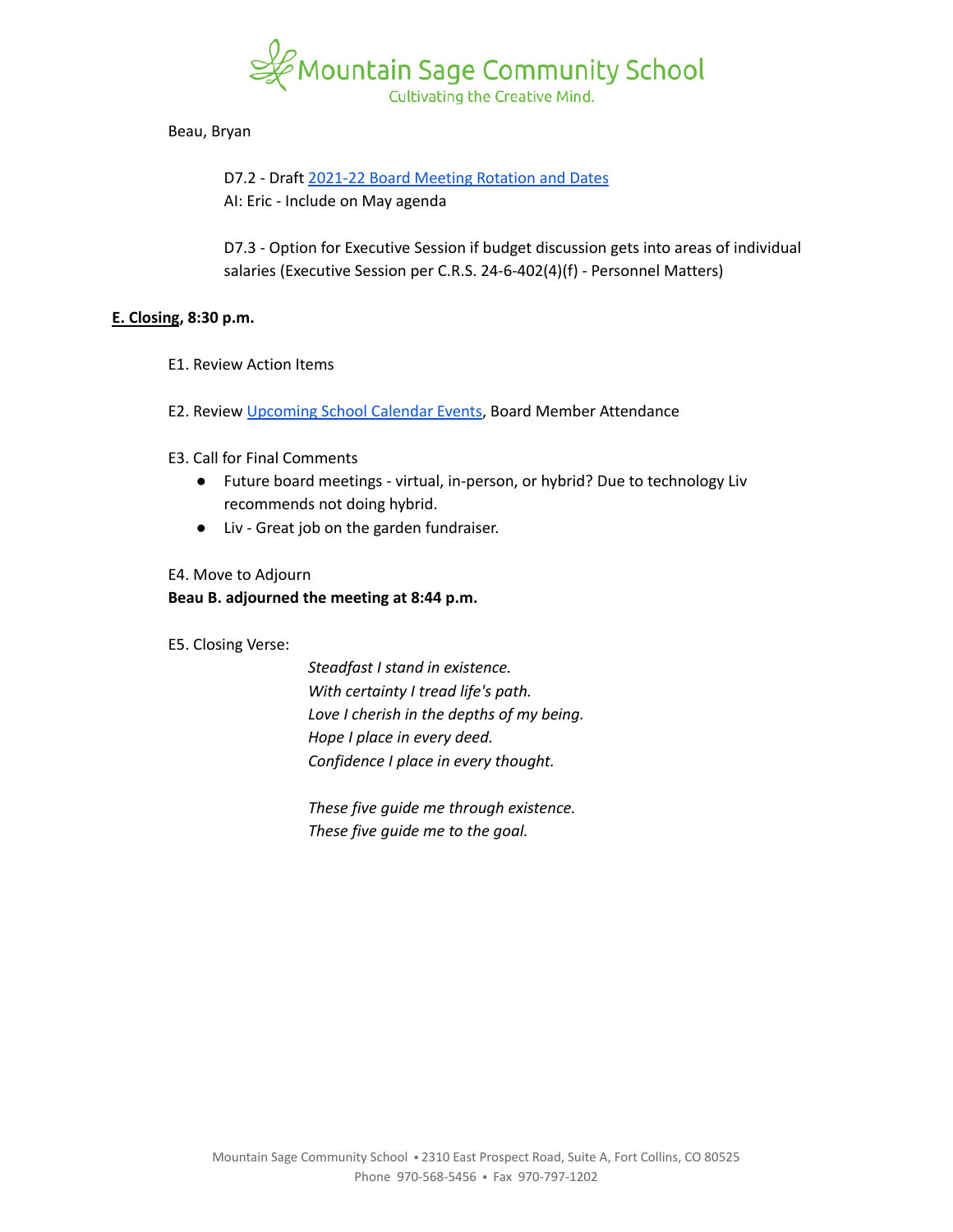Beau, Bryan

D7.2 - Draft 2021-22 Board Meeting Rotation and Dates
AI: Eric - Include on May agenda

D7.3 - Option for Executive Session if budget discussion gets into areas of individual salaries (Executive Session per C.R.S. 24-6-402(4)(f) - Personnel Matters)

**E. Closing, 8:30 p.m.**

E1. Review Action Items

E2. Review Upcoming School Calendar Events, Board Member Attendance

E3. Call for Final Comments

- Future board meetings - virtual, in-person, or hybrid? Due to technology Liv recommends not doing hybrid.
- Liv - Great job on the garden fundraiser.

E4. Move to Adjourn
**Beau B. adjourned the meeting at 8:44 p.m.**

E5. Closing Verse:

*Steadfast I stand in existence.*
*With certainty I tread life's path.*
*Love I cherish in the depths of my being.*
*Hope I place in every deed.*
*Confidence I place in every thought.*

*These five guide me through existence.*
*These five guide me to the goal.*